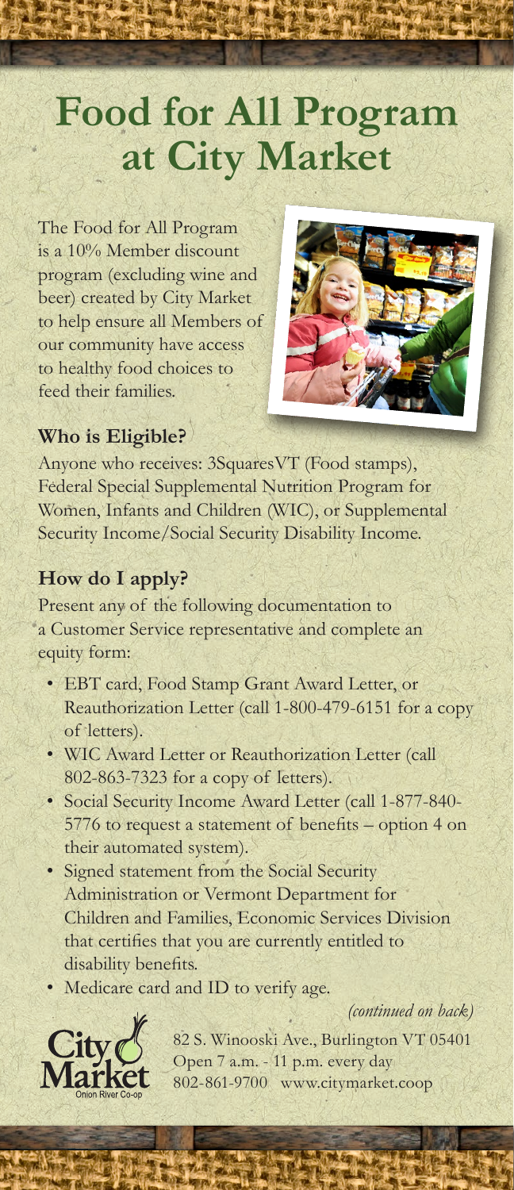# Food for All Program at City Market

The Food for All Program is a 10% Member discount program (excluding wine and beer) created by City Market to help ensure all Members of our community have access to healthy food choices to feed their families.

### Who is Eligible?

Anyone who receives: 3SquaresVT (Food stamps), Federal Special Supplemental Nutrition Program for Women, Infants and Children (WIC), or Supplemental Security Income/Social Security Disability Income.

### How do I apply?

Present any of the following documentation to a Customer Service representative and complete an equity form:

- EBT card, Food Stamp Grant Award Letter, or Reauthorization Letter (call 1-800-479-6151 for a copy of letters).
- WIC Award Letter or Reauthorization Letter (call 802-863-7323 for a copy of letters).
- Social Security Income Award Letter (call 1-877-840-5776 to request a statement of benefits – option 4 on their automated system).
- Signed statement from the Social Security Administration or Vermont Department for Children and Families, Economic Services Division that certifies that you are currently entitled to disability benefits.
- Medicare card and ID to verify age.

*(continued on back)*

City Market
Onion River Co-op

82 S. Winooski Ave., Burlington VT 05401
Open 7 a.m. - 11 p.m. every day
802-861-9700 www.citymarket.coop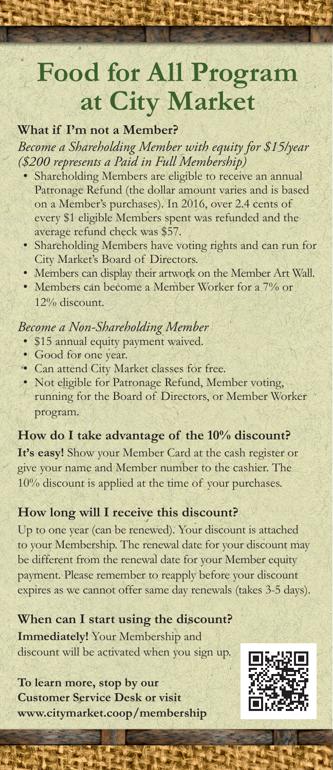# Food for All Program at City Market

## What if I'm not a Member?

*Become a Shareholding Member with equity for $15/year ($200 represents a Paid in Full Membership)*

- Shareholding Members are eligible to receive an annual Patronage Refund (the dollar amount varies and is based on a Member's purchases). In 2016, over 2.4 cents of every $1 eligible Members spent was refunded and the average refund check was $57.
- Shareholding Members have voting rights and can run for City Market's Board of Directors.
- Members can display their artwork on the Member Art Wall.
- Members can become a Member Worker for a 7% or 12% discount.

*Become a Non-Shareholding Member*

- $15 annual equity payment waived.
- Good for one year.
- Can attend City Market classes for free.
- Not eligible for Patronage Refund, Member voting, running for the Board of Directors, or Member Worker program.

## How do I take advantage of the 10% discount?

**It's easy!** Show your Member Card at the cash register or give your name and Member number to the cashier. The 10% discount is applied at the time of your purchases.

## How long will I receive this discount?

Up to one year (can be renewed). Your discount is attached to your Membership. The renewal date for your discount may be different from the renewal date for your Member equity payment. Please remember to reapply before your discount expires as we cannot offer same day renewals (takes 3-5 days).

## When can I start using the discount?

**Immediately!** Your Membership and discount will be activated when you sign up.

**To learn more, stop by our Customer Service Desk or visit www.citymarket.coop/membership**